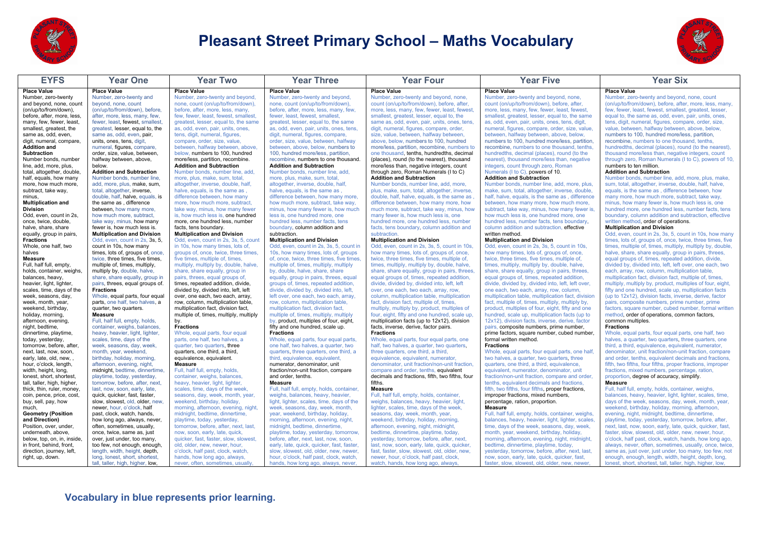# Pleasant Street Primary School – Maths Vocabulary

| EYFS | Year One | Year Two | Year Three | Year Four | Year Five | Year Six |
|---|---|---|---|---|---|---|
| **Place Value**<br>Number, zero-twenty and beyond, none, count (on/up/to/from/down), before, after, more, less, many, few, fewer, least, smallest, greatest, the same as, odd, even, digit, numeral, compare,<br>**Addition and Subtraction**<br>Number bonds, number line, add, more, plus, total, altogether, double, half, equals, how many more, how much more, subtract, take way, minus,<br>**Multiplication and Division**<br>Odd, even, count in 2s, once, twice, double, halve, share, share equally, group in pairs,<br>**Fractions**<br>Whole, one half, two halves<br>**Measure**<br>Full, half full, empty, holds, container, weighs, balances, heavy, heavier, light, lighter, scales, time, days of the week, seasons, day, week, month, year, weekend, birthday, holiday, morning, afternoon, evening, night, bedtime, dinnertime, playtime, today, yesterday, tomorrow, before, after, next, last, now, soon, early, late, old, new, , hour, o'clock, length, width, height, long, lonest, short, shortest, tall, taller, high, higher, thick, thin, ruler, money, coin, pence, price, cost, buy, sell, pay, how much,<br>**Geometry (Position and Direction)**<br>Position, over, under, underneath, above, below, top, on, in, inside, in front, behind, front, direction, journey, left, right, up, down. | **Place Value**<br>Number, zero-twenty and beyond, none, count (on/up/to/from/down), before, after, more, less, many, few, fewer, least, fewest, smallest, greatest, lesser, equal to, the same as, odd, even, pair, units, ones, tens, digit, numeral, figures, compare, order, size, value, between, halfway between, above, below.<br>**Addition and Subtraction**<br>Number bonds, number line, add, more, plus, make, sum, total, altogether, inverse, double, half, halve, equals, is the same as , difference between, how many more, how much more, subtract, take way, minus, how many fewer is, how much less is.<br>**Multiplication and Division**<br>Odd, even, count in 2s, 3s, 5, count in 10s, how many times, lots of, groups of, once, twice, three times, five times, multiple of, times, multiply, multiply by, double, halve, share, share equally, group in pairs, threes, equal groups of.<br>**Fractions**<br>Whole, equal parts, four equal parts, one half, two halves, a quarter, two quarters.<br>**Measure**<br>Full, half full, empty, holds, container, weighs, balances, heavy, heavier, light, lighter, scales, time, days of the week, seasons, day, week, month, year, weekend, birthday, holiday, morning, afternoon, evening, night, midnight, bedtime, dinnertime, playtime, today, yesterday, tomorrow, before, after, next, last, now, soon, early, late, quick, quicker, fast, faster, slow, slowest, old, older, new, newer, hour, o'clock, half past, clock, watch, hands, how long ago, always, never, often, sometimes, usually, once, twice, same as, just over, just under, too many, too few, not enough, enough, length, width, height, depth, long, lonest, short, shortest, tall, taller, high, higher, low, | **Place Value**<br>Number, zero-twenty and beyond, none, count (on/up/to/from/down), before, after, more, less, many, few, fewer, least, fewest, smallest, greatest, lesser, equal to, the same as, odd, even, pair, units, ones, tens, digit, numeral, figures, compare, order, size, value, between, halfway between, above, below, numbers to 100, hundred more/less, partition, recombine.<br>**Addition and Subtraction**<br>Number bonds, number line, add, more, plus, make, sum, total, altogether, inverse, double, half, halve, equals, is the same as , difference between, how many more, how much more, subtract, take way, minus, how many fewer is, how much less is, one hundred more, one hundred less, number facts, tens boundary.<br>**Multiplication and Division**<br>Odd, even, count in 2s, 3s, 5, count in 10s, how many times, lots of, groups of, once, twice, three times, five times, multiple of, times, multiply, multiply by, double, halve, share, share equally, group in pairs, threes, equal groups of, times, repeated addition, divide, divided by, divided into, left, left over, one each, two each, array, row, column, multiplication table, multiplication fact, division fact, multiple of, times, multiply, multiply by.<br>**Fractions**<br>Whole, equal parts, four equal parts, one half, two halves, a quarter, two quarters, three quarters, one third, a third, equivalence, equivalent.<br>**Measure**<br>Full, half full, empty, holds, container, weighs, balances, heavy, heavier, light, lighter, scales, time, days of the week, seasons, day, week, month, year, weekend, birthday, holiday, morning, afternoon, evening, night, midnight, bedtime, dinnertime, playtime, today, yesterday, tomorrow, before, after, next, last, now, soon, early, late, quick, quicker, fast, faster, slow, slowest, old, older, new, newer, hour, o'clock, half past, clock, watch, hands, how long ago, always, never, often, sometimes, usually, | **Place Value**<br>Number, zero-twenty and beyond, none, count (on/up/to/from/down), before, after, more, less, many, few, fewer, least, fewest, smallest, greatest, lesser, equal to, the same as, odd, even, pair, units, ones, tens, digit, numeral, figures, compare, order, size, value, between, halfway between, above, below, numbers to 100, hundred more/less, partition, recombine, numbers to one thousand.<br>**Addition and Subtraction**<br>Number bonds, number line, add, more, plus, make, sum, total, altogether, inverse, double, half, halve, equals, is the same as , difference between, how many more, how much more, subtract, take way, minus, how many fewer is, how much less is, one hundred more, one hundred less, number facts, tens boundary, column addition and subtraction.<br>**Multiplication and Division**<br>Odd, even, count in 2s, 3s, 5, count in 10s, how many times, lots of, groups of, once, twice, three times, five times, multiple of, times, multiply, multiply by, double, halve, share, share equally, group in pairs, threes, equal groups of, times, repeated addition, divide, divided by, divided into, left, left over, one each, two each, array, row, column, multiplication table, multiplication fact, division fact, multiple of, times, multiply, multiply by, product, multiples of four, eight, fifty and one hundred, scale up.<br>**Fractions**<br>Whole, equal parts, four equal parts, one half, two halves, a quarter, two quarters, three quarters, one third, a third, equivalence, equivalent, numerator, denominator, unit fraction/non-unit fraction, compare and order, tenths.<br>**Measure**<br>Full, half full, empty, holds, container, weighs, balances, heavy, heavier, light, lighter, scales, time, days of the week, seasons, day, week, month, year, weekend, birthday, holiday, morning, afternoon, evening, night, midnight, bedtime, dinnertime, playtime, today, yesterday, tomorrow, before, after, next, last, now, soon, early, late, quick, quicker, fast, faster, slow, slowest, old, older, new, newer, hour, o'clock, half past, clock, watch, hands, how long ago, always, never, | **Place Value**<br>Number, zero-twenty and beyond, none, count (on/up/to/from/down), before, after, more, less, many, few, fewer, least, fewest, smallest, greatest, lesser, equal to, the same as, odd, even, pair, units, ones, tens, digit, numeral, figures, compare, order, size, value, between, halfway between, above, below, numbers to 100, hundred more/less, partition, recombine, numbers to one thousand, tenths, hundredths, decimal (places), round (to the nearest), thousand more/less than, negative integers, count through zero, Roman Numerals (I to C)<br>**Addition and Subtraction**<br>Number bonds, number line, add, more, plus, make, sum, total, altogether, inverse, double, half, halve, equals, is the same as , difference between, how many more, how much more, subtract, take way, minus, how many fewer is, how much less is, one hundred more, one hundred less, number facts, tens boundary, column addition and subtraction.<br>**Multiplication and Division**<br>Odd, even, count in 2s, 3s, 5, count in 10s, how many times, lots of, groups of, once, twice, three times, five times, multiple of, times, multiply, multiply by, double, halve, share, share equally, group in pairs, threes, equal groups of, times, repeated addition, divide, divided by, divided into, left, left over, one each, two each, array, row, column, multiplication table, multiplication fact, division fact, multiple of, times, multiply, multiply by, product, multiples of four, eight, fifty and one hundred, scale up, multiplication facts (up to 12x12), division facts, inverse, derive, factor pairs.<br>**Fractions**<br>Whole, equal parts, four equal parts, one half, two halves, a quarter, two quarters, three quarters, one third, a third, equivalence, equivalent, numerator, denominator, unit fraction/non-unit fraction, compare and order tenths, equivalent decimals and fractions, fifth, two fifths, four fifths.<br>**Measure**<br>Full, half full, empty, holds, container, weighs, balances, heavy, heavier, light, lighter, scales, time, days of the week, seasons, day, week, month, year, weekend, birthday, holiday, morning, afternoon, evening, night, midnight, bedtime, dinnertime, playtime, today, yesterday, tomorrow, before, after, next, last, now, soon, early, late, quick, quicker, fast, faster, slow, slowest, old, older, new, newer, hour, o'clock, half past, clock, watch, hands, how long ago, always, | **Place Value**<br>Number, zero-twenty and beyond, none, count (on/up/to/from/down), before, after, more, less, many, few, fewer, least, fewest, smallest, greatest, lesser, equal to, the same as, odd, even, pair, units, ones, tens, digit, numeral, figures, compare, order, size, value, between, halfway between, above, below, numbers to 100, hundred more/less, partition, recombine, numbers to one thousand, tenths, hundredths, decimal (places), round (to the nearest), thousand more/less than, negative integers, count through zero, Roman Numerals (I to C), powers of 10.<br>**Addition and Subtraction**<br>Number bonds, number line, add, more, plus, make, sum, total, altogether, inverse, double, half, halve, equals, is the same as , difference between, how many more, how much more, subtract, take way, minus, how many fewer is, how much less is, one hundred more, one hundred less, number facts, tens boundary, column addition and subtraction, effective written method.<br>**Multiplication and Division**<br>Odd, even, count in 2s, 3s, 5, count in 10s, how many times, lots of, groups of, once, twice, three times, five times, multiple of, times, multiply, multiply by, double, halve, share, share equally, group in pairs, threes, equal groups of, times, repeated addition, divide, divided by, divided into, left, left over, one each, two each, array, row, column, multiplication table, multiplication fact, division fact, multiple of, times, multiply, multiply by, product, multiples of four, eight, fifty and one hundred, scale up, multiplication facts (up to 12x12), division facts, inverse, derive, factor pairs, composite numbers, prime number, prime factors, square number, cubed number, formal written method.<br>**Fractions**<br>Whole, equal parts, four equal parts, one half, two halves, a quarter, two quarters, three quarters, one third, a third, equivalence, equivalent, numerator, denominator, unit fraction/non-unit fraction, compare and order, tenths, equivalent decimals and fractions, fifth, two fifths, four fifths, proper fractions, improper fractions, mixed numbers, percentage, ration, proportion.<br>**Measure**<br>Full, half full, empty, holds, container, weighs, balances, heavy, heavier, light, lighter, scales, time, days of the week, seasons, day, week, month, year, weekend, birthday, holiday, morning, afternoon, evening, night, midnight, bedtime, dinnertime, playtime, today, yesterday, tomorrow, before, after, next, last, now, soon, early, late, quick, quicker, fast, faster, slow, slowest, old, older, new, newer, | **Place Value**<br>Number, zero-twenty and beyond, none, count (on/up/to/from/down), before, after, more, less, many, few, fewer, least, fewest, smallest, greatest, lesser, equal to, the same as, odd, even, pair, units, ones, tens, digit, numeral, figures, compare, order, size, value, between, halfway between, above, below, numbers to 100, hundred more/less, partition, recombine, numbers to one thousand, tenths, hundredths, decimal (places), round (to the nearest), thousand more/less than, negative integers, count through zero, Roman Numerals (I to C), powers of 10, numbers to ten million.<br>**Addition and Subtraction**<br>Number bonds, number line, add, more, plus, make, sum, total, altogether, inverse, double, half, halve, equals, is the same as , difference between, how many more, how much more, subtract, take way, minus, how many fewer is, how much less is, one hundred more, one hundred less, number facts, tens boundary, column addition and subtraction, effective written method, order of operations.<br>**Multiplication and Division**<br>Odd, even, count in 2s, 3s, 5, count in 10s, how many times, lots of, groups of, once, twice, three times, five times, multiple of, times, multiply, multiply by, double, halve, share, share equally, group in pairs, threes, equal groups of, times, repeated addition, divide, divided by, divided into, left, left over, one each, two each, array, row, column, multiplication table, multiplication fact, division fact, multiple of, times, multiply, multiply by, product, multiples of four, eight, fifty and one hundred, scale up, multiplication facts (up to 12x12), division facts, inverse, derive, factor pairs, composite numbers, prime number, prime factors, square number, cubed number, formal written method, order of operations, common factors, common multiples.<br>**Fractions**<br>Whole, equal parts, four equal parts, one half, two halves, a quarter, two quarters, three quarters, one third, a third, equivalence, equivalent, numerator, denominator, unit fraction/non-unit fraction, compare and order, tenths, equivalent decimals and fractions, fifth, two fifths, four fifths, proper fractions, improper fractions, mixed numbers, percentage, ration, proportion, degree of accuracy, simplify.<br>**Measure**<br>Full, half full, empty, holds, container, weighs, balances, heavy, heavier, light, lighter, scales, time, days of the week, seasons, day, week, month, year, weekend, birthday, holiday, morning, afternoon, evening, night, midnight, bedtime, dinnertime, playtime, today, yesterday, tomorrow, before, after, next, last, now, soon, early, late, quick, quicker, fast, faster, slow, slowest, old, older, new, newer, hour, o'clock, half past, clock, watch, hands, how long ago, always, never, often, sometimes, usually, once, twice, same as, just over, just under, too many, too few, not enough, enough, length, width, height, depth, long, lonest, short, shortest, tall, taller, high, higher, low, |

**Vocabulary in blue represents prior learning.**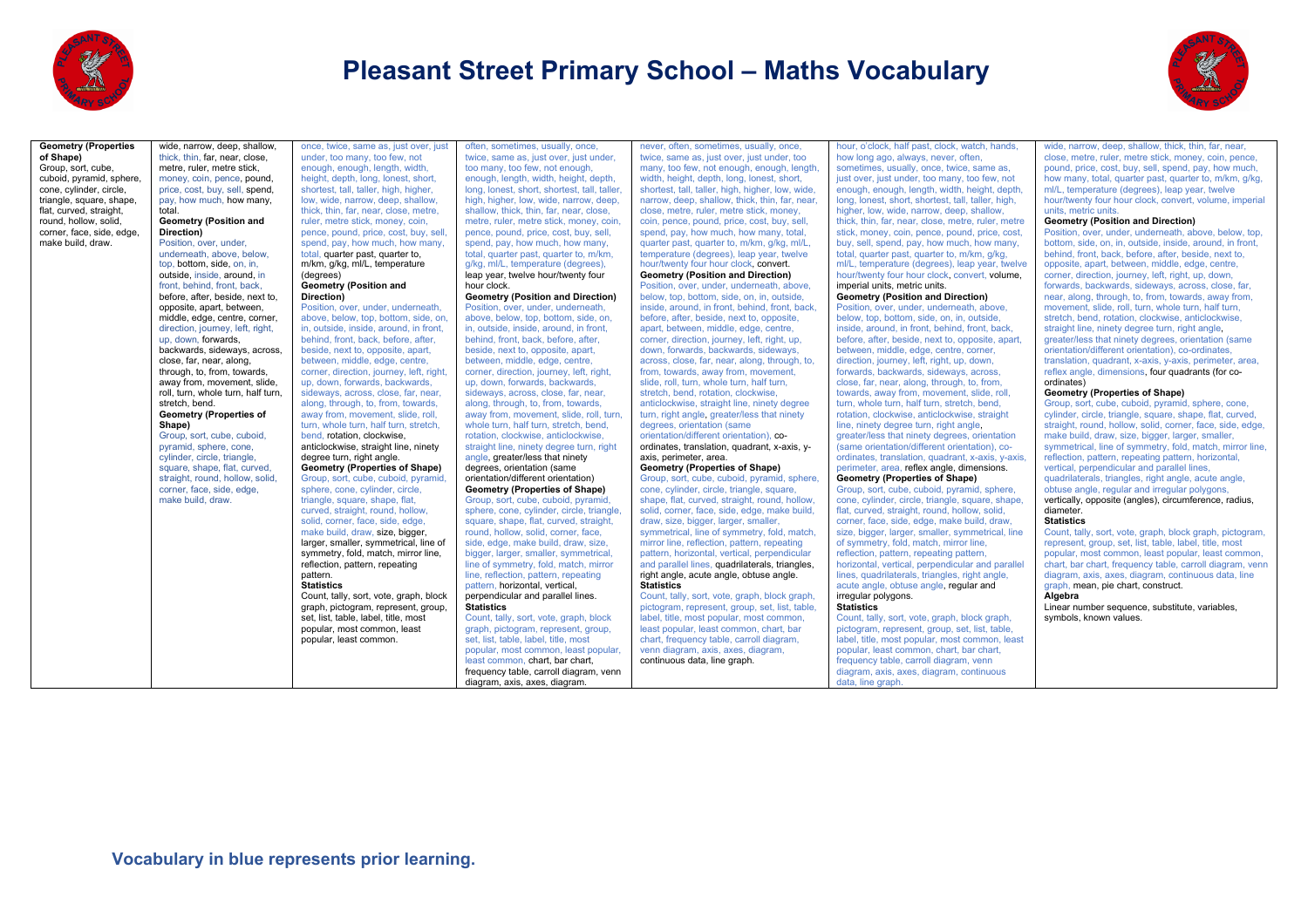# Pleasant Street Primary School – Maths Vocabulary

| | | | | | | | |
|---|---|---|---|---|---|---|---|
| **Geometry (Properties of Shape)** Group, sort, cube, cuboid, pyramid, sphere, cone, cylinder, circle, triangle, square, shape, flat, curved, straight, round, hollow, solid, corner, face, side, edge, make build, draw. | wide, narrow, deep, shallow, thick, thin, far, near, close, metre, ruler, metre stick, money, coin, pence, pound, price, cost, buy, sell, spend, pay, how much, how many, total. **Geometry (Position and Direction)** Position, over, under, underneath, above, below, top, bottom, side, on, in, outside, inside, around, in front, behind, front, back, before, after, beside, next to, opposite, apart, between, middle, edge, centre, corner, direction, journey, left, right, up, down, forwards, backwards, sideways, across, close, far, near, along, through, to, from, towards, away from, movement, slide, roll, turn, whole turn, half turn, stretch, bend. **Geometry (Properties of Shape)** Group, sort, cube, cuboid, pyramid, sphere, cone, cylinder, circle, triangle, square, shape, flat, curved, straight, round, hollow, solid, corner, face, side, edge, make build, draw. | once, twice, same as, just over, just under, too many, too few, not enough, enough, length, width, height, depth, long, lonest, short, shortest, tall, taller, high, higher, low, wide, narrow, deep, shallow, thick, thin, far, near, close, metre, ruler, metre stick, money, coin, pence, pound, price, cost, buy, sell, spend, pay, how much, how many, total, quarter past, quarter to, m/km, g/kg, ml/L, temperature (degrees) **Geometry (Position and Direction)** Position, over, under, underneath, above, below, top, bottom, side, on, in, outside, inside, around, in front, behind, front, back, before, after, beside, next to, opposite, apart, between, middle, edge, centre, corner, direction, journey, left, right, up, down, forwards, backwards, sideways, across, close, far, near, along, through, to, from, towards, away from, movement, slide, roll, turn, whole turn, half turn, stretch, bend, rotation, clockwise, anticlockwise, straight line, ninety degree turn, right angle. **Geometry (Properties of Shape)** Group, sort, cube, cuboid, pyramid, sphere, cone, cylinder, circle, triangle, square, shape, flat, curved, straight, round, hollow, solid, corner, face, side, edge, make build, draw, size, bigger, larger, smaller, symmetrical, line of symmetry, fold, match, mirror line, reflection, pattern, repeating pattern. **Statistics** Count, tally, sort, vote, graph, block graph, pictogram, represent, group, set, list, table, label, title, most popular, most common, least popular, least common. | often, sometimes, usually, once, twice, same as, just over, just under, too many, too few, not enough, enough, length, width, height, depth, long, lonest, short, shortest, tall, taller, high, higher, low, wide, narrow, deep, shallow, thick, thin, far, near, close, metre, ruler, metre stick, money, coin, pence, pound, price, cost, buy, sell, spend, pay, how much, how many, total, quarter past, quarter to, m/km, g/kg, ml/L, temperature (degrees), leap year, twelve hour/twenty four hour clock. **Geometry (Position and Direction)** Position, over, under, underneath, above, below, top, bottom, side, on, in, outside, inside, around, in front, behind, front, back, before, after, beside, next to, opposite, apart, between, middle, edge, centre, corner, direction, journey, left, right, up, down, forwards, backwards, sideways, across, close, far, near, along, through, to, from, towards, away from, movement, slide, roll, turn, whole turn, half turn, stretch, bend, rotation, clockwise, anticlockwise, straight line, ninety degree turn, right angle, greater/less that ninety degrees, orientation (same orientation/different orientation) **Geometry (Properties of Shape)** Group, sort, cube, cuboid, pyramid, sphere, cone, cylinder, circle, triangle, square, shape, flat, curved, straight, round, hollow, solid, corner, face, side, edge, make build, draw, size, bigger, larger, smaller, symmetrical, line of symmetry, fold, match, mirror line, reflection, pattern, repeating pattern, horizontal, vertical, perpendicular and parallel lines. **Statistics** Count, tally, sort, vote, graph, block graph, pictogram, represent, group, set, list, table, label, title, most popular, most common, least popular, least common, chart, bar chart, frequency table, carroll diagram, venn diagram, axis, axes, diagram. | never, often, sometimes, usually, once, twice, same as, just over, just under, too many, too few, not enough, enough, length, width, height, depth, long, lonest, short, shortest, tall, taller, high, higher, low, wide, narrow, deep, shallow, thick, thin, far, near, close, metre, ruler, metre stick, money, coin, pence, pound, price, cost, buy, sell, spend, pay, how much, how many, total, quarter past, quarter to, m/km, g/kg, ml/L, temperature (degrees), leap year, twelve hour/twenty four hour clock, convert. **Geometry (Position and Direction)** Position, over, under, underneath, above, below, top, bottom, side, on, in, outside, inside, around, in front, behind, front, back, before, after, beside, next to, opposite, apart, between, middle, edge, centre, corner, direction, journey, left, right, up, down, forwards, backwards, sideways, across, close, far, near, along, through, to, from, towards, away from, movement, slide, roll, turn, whole turn, half turn, stretch, bend, rotation, clockwise, anticlockwise, straight line, ninety degree turn, right angle, greater/less that ninety degrees, orientation (same orientation/different orientation), co-ordinates, translation, quadrant, x-axis, y-axis, perimeter, area. **Geometry (Properties of Shape)** Group, sort, cube, cuboid, pyramid, sphere, cone, cylinder, circle, triangle, square, shape, flat, curved, straight, round, hollow, solid, corner, face, side, edge, make build, draw, size, bigger, larger, smaller, symmetrical, line of symmetry, fold, match, mirror line, reflection, pattern, repeating pattern, horizontal, vertical, perpendicular and parallel lines, quadrilaterals, triangles, right angle, acute angle, obtuse angle. **Statistics** Count, tally, sort, vote, graph, block graph, pictogram, represent, group, set, list, table, label, title, most popular, most common, least popular, least common, chart, bar chart, frequency table, carroll diagram, venn diagram, axis, axes, diagram, continuous data, line graph. | hour, o'clock, half past, clock, watch, hands, how long ago, always, never, often, sometimes, usually, once, twice, same as, just over, just under, too many, too few, not enough, enough, length, width, height, depth, long, lonest, short, shortest, tall, taller, high, higher, low, wide, narrow, deep, shallow, thick, thin, far, near, close, metre, ruler, metre stick, money, coin, pence, pound, price, cost, buy, sell, spend, pay, how much, how many, total, quarter past, quarter to, m/km, g/kg, ml/L, temperature (degrees), leap year, twelve hour/twenty four hour clock, convert, volume, imperial units, metric units. **Geometry (Position and Direction)** Position, over, under, underneath, above, below, top, bottom, side, on, in, outside, inside, around, in front, behind, front, back, before, after, beside, next to, opposite, apart, between, middle, edge, centre, corner, direction, journey, left, right, up, down, forwards, backwards, sideways, across, close, far, near, along, through, to, from, towards, away from, movement, slide, roll, turn, whole turn, half turn, stretch, bend, rotation, clockwise, anticlockwise, straight line, ninety degree turn, right angle, greater/less that ninety degrees, orientation (same orientation/different orientation), co-ordinates, translation, quadrant, x-axis, y-axis, perimeter, area, reflex angle, dimensions. **Geometry (Properties of Shape)** Group, sort, cube, cuboid, pyramid, sphere, cone, cylinder, circle, triangle, square, shape, flat, curved, straight, round, hollow, solid, corner, face, side, edge, make build, draw, size, bigger, larger, smaller, symmetrical, line of symmetry, fold, match, mirror line, reflection, pattern, repeating pattern, horizontal, vertical, perpendicular and parallel lines, quadrilaterals, triangles, right angle, acute angle, obtuse angle, regular and irregular polygons. **Statistics** Count, tally, sort, vote, graph, block graph, pictogram, represent, group, set, list, table, label, title, most popular, most common, least popular, least common, chart, bar chart, frequency table, carroll diagram, venn diagram, axis, axes, diagram, continuous data, line graph. | wide, narrow, deep, shallow, thick, thin, far, near, close, metre, ruler, metre stick, money, coin, pence, pound, price, cost, buy, sell, spend, pay, how much, how many, total, quarter past, quarter to, m/km, g/kg, ml/L, temperature (degrees), leap year, twelve hour/twenty four hour clock, convert, volume, imperial units, metric units. **Geometry (Position and Direction)** Position, over, under, underneath, above, below, top, bottom, side, on, in, outside, inside, around, in front, behind, front, back, before, after, beside, next to, opposite, apart, between, middle, edge, centre, corner, direction, journey, left, right, up, down, forwards, backwards, sideways, across, close, far, near, along, through, to, from, towards, away from, movement, slide, roll, turn, whole turn, half turn, stretch, bend, rotation, clockwise, anticlockwise, straight line, ninety degree turn, right angle, greater/less that ninety degrees, orientation (same orientation/different orientation), co-ordinates, translation, quadrant, x-axis, y-axis, perimeter, area, reflex angle, dimensions, four quadrants (for co-ordinates) **Geometry (Properties of Shape)** Group, sort, cube, cuboid, pyramid, sphere, cone, cylinder, circle, triangle, square, shape, flat, curved, straight, round, hollow, solid, corner, face, side, edge, make build, draw, size, bigger, larger, smaller, symmetrical, line of symmetry, fold, match, mirror line, reflection, pattern, repeating pattern, horizontal, vertical, perpendicular and parallel lines, quadrilaterals, triangles, right angle, acute angle, obtuse angle, regular and irregular polygons, vertically, opposite (angles), circumference, radius, diameter. **Statistics** Count, tally, sort, vote, graph, block graph, pictogram, represent, group, set, list, table, label, title, most popular, most common, least popular, least common, chart, bar chart, frequency table, carroll diagram, venn diagram, axis, axes, diagram, continuous data, line graph, mean, pie chart, construct. **Algebra** Linear number sequence, substitute, variables, symbols, known values. |

**Vocabulary in blue represents prior learning.**